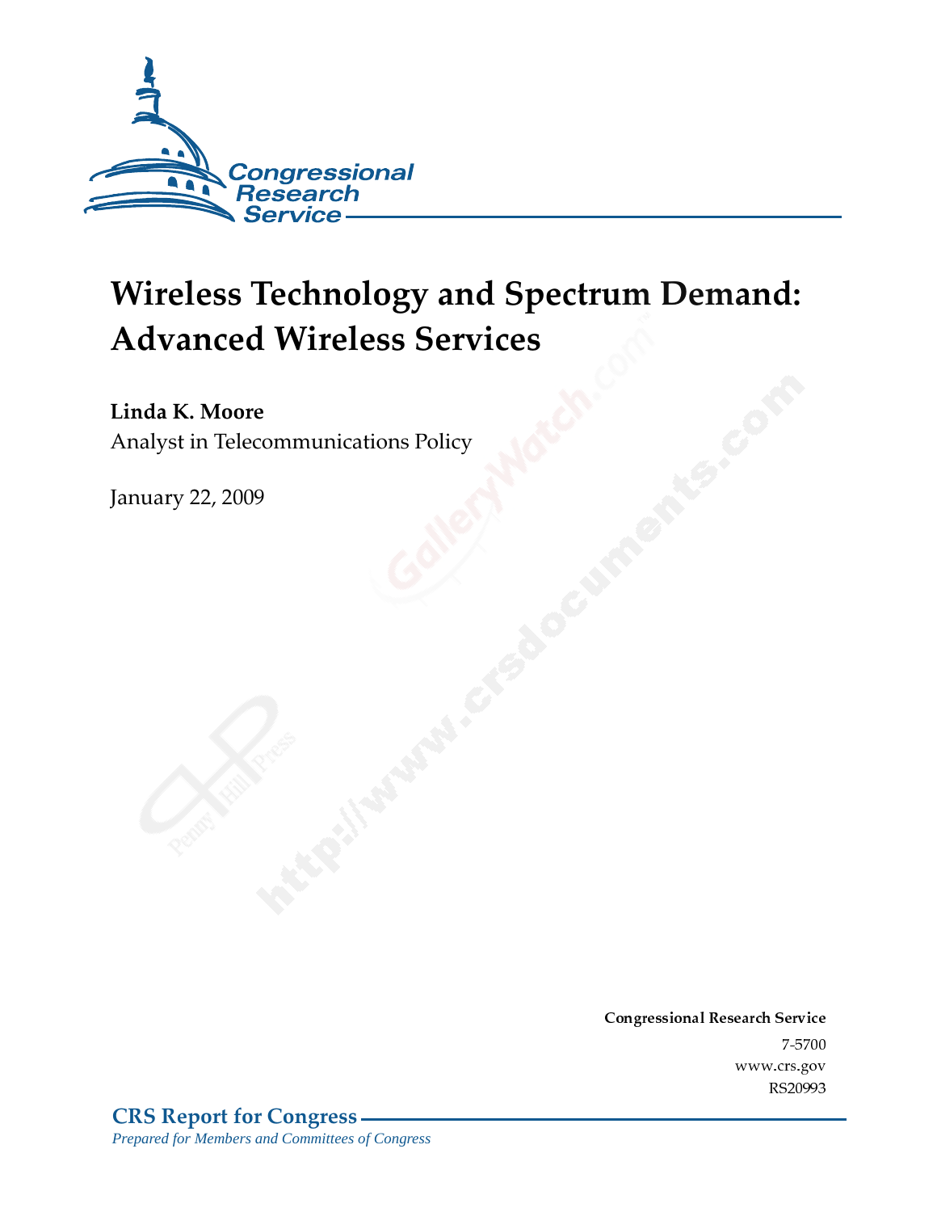Congressional Research Service

# Wireless Technology and Spectrum Demand: Advanced Wireless Services

**Linda K. Moore**
Analyst in Telecommunications Policy

January 22, 2009

**Congressional Research Service**
7-5700
www.crs.gov
RS20993

**CRS Report for Congress**
*Prepared for Members and Committees of Congress*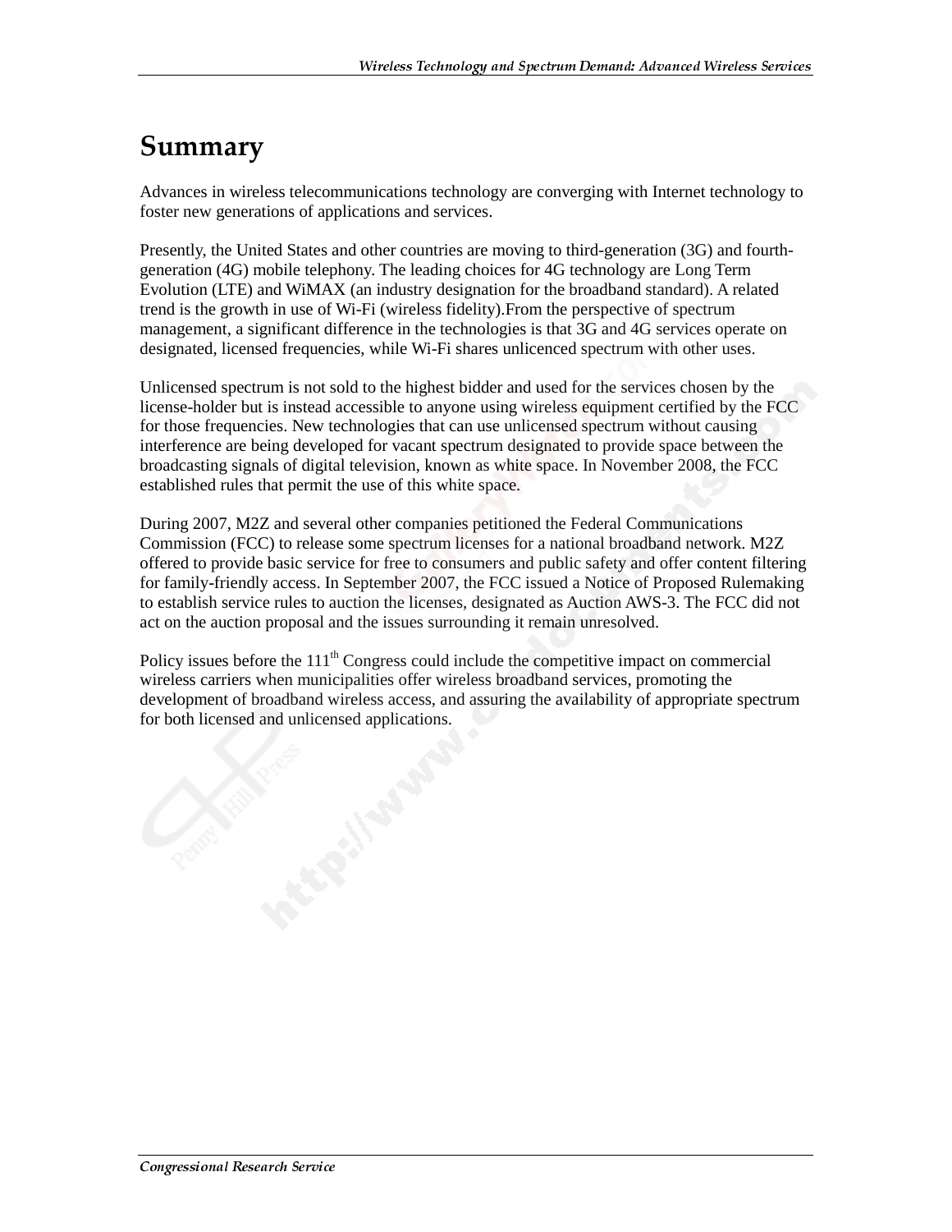# Summary

Advances in wireless telecommunications technology are converging with Internet technology to foster new generations of applications and services.

Presently, the United States and other countries are moving to third-generation (3G) and fourth-generation (4G) mobile telephony. The leading choices for 4G technology are Long Term Evolution (LTE) and WiMAX (an industry designation for the broadband standard). A related trend is the growth in use of Wi-Fi (wireless fidelity).From the perspective of spectrum management, a significant difference in the technologies is that 3G and 4G services operate on designated, licensed frequencies, while Wi-Fi shares unlicenced spectrum with other uses.

Unlicensed spectrum is not sold to the highest bidder and used for the services chosen by the license-holder but is instead accessible to anyone using wireless equipment certified by the FCC for those frequencies. New technologies that can use unlicensed spectrum without causing interference are being developed for vacant spectrum designated to provide space between the broadcasting signals of digital television, known as white space. In November 2008, the FCC established rules that permit the use of this white space.

During 2007, M2Z and several other companies petitioned the Federal Communications Commission (FCC) to release some spectrum licenses for a national broadband network. M2Z offered to provide basic service for free to consumers and public safety and offer content filtering for family-friendly access. In September 2007, the FCC issued a Notice of Proposed Rulemaking to establish service rules to auction the licenses, designated as Auction AWS-3. The FCC did not act on the auction proposal and the issues surrounding it remain unresolved.

Policy issues before the 111th Congress could include the competitive impact on commercial wireless carriers when municipalities offer wireless broadband services, promoting the development of broadband wireless access, and assuring the availability of appropriate spectrum for both licensed and unlicensed applications.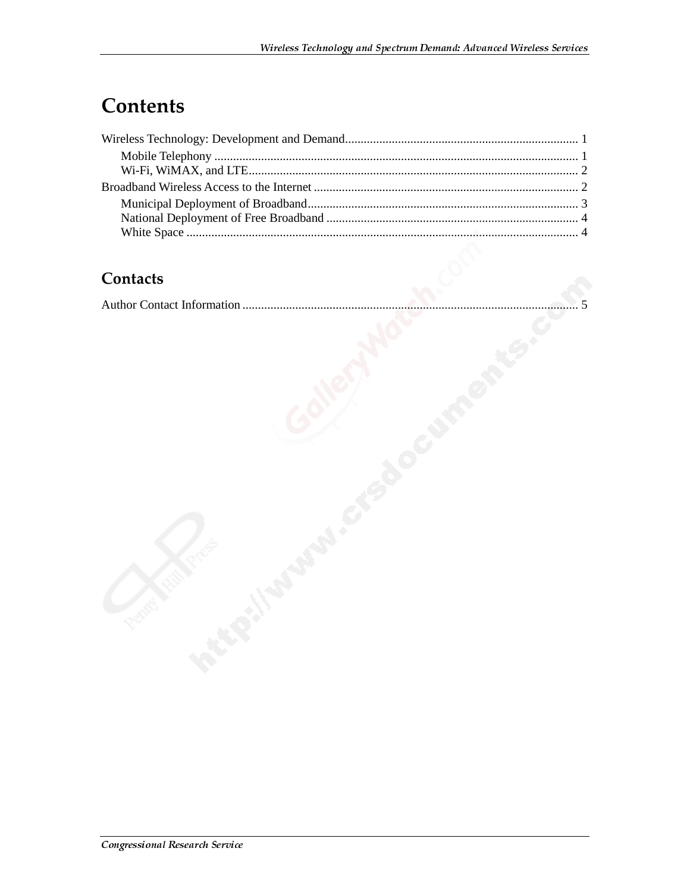# Contents

Wireless Technology: Development and Demand........................................................................... 1

- Mobile Telephony ..................................................................................................................... 1
- Wi-Fi, WiMAX, and LTE.......................................................................................................... 2

Broadband Wireless Access to the Internet ..................................................................................... 2

- Municipal Deployment of Broadband....................................................................................... 3
- National Deployment of Free Broadband ................................................................................. 4
- White Space ............................................................................................................................. 4

## Contacts

Author Contact Information ........................................................................................................... 5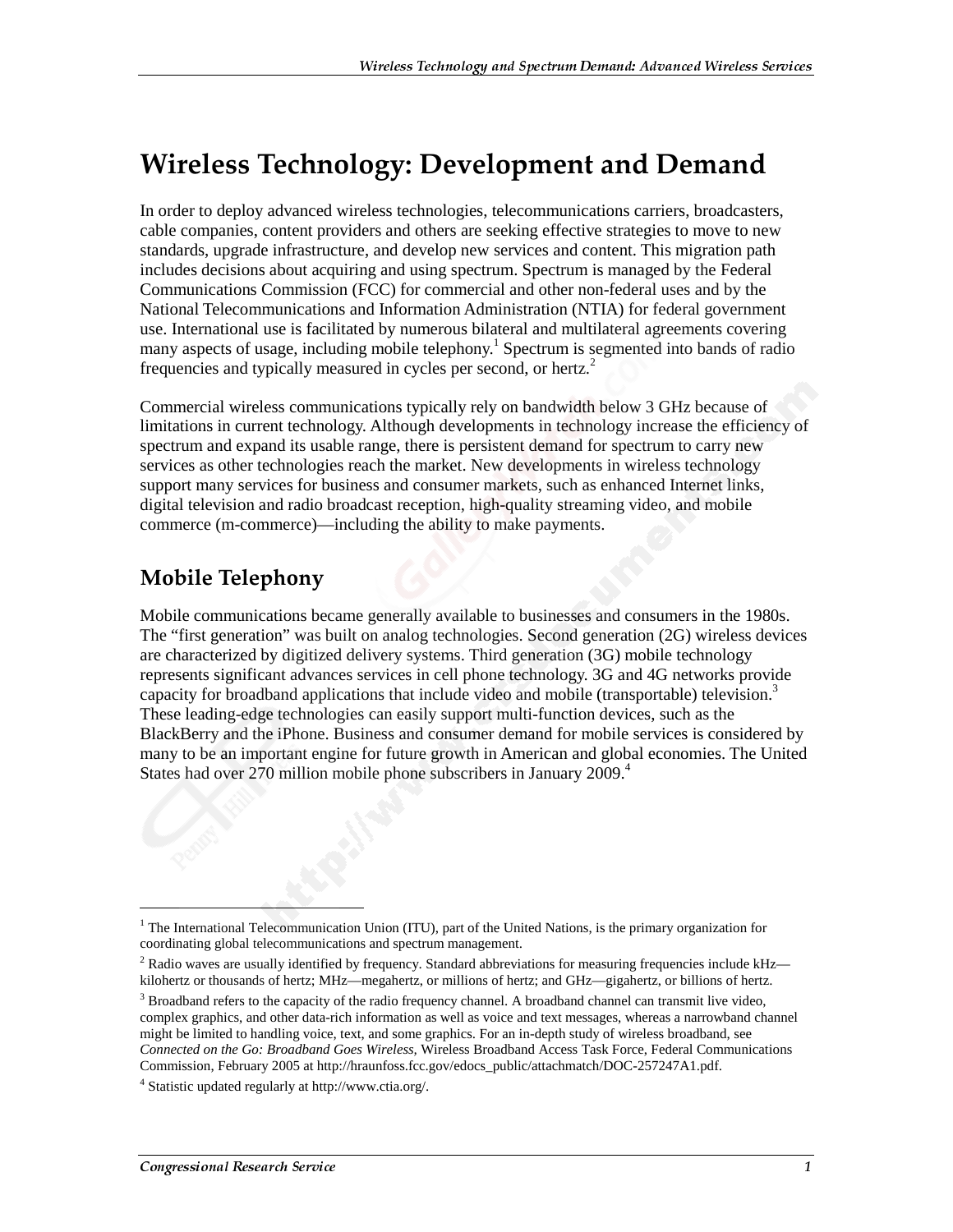# Wireless Technology: Development and Demand

In order to deploy advanced wireless technologies, telecommunications carriers, broadcasters, cable companies, content providers and others are seeking effective strategies to move to new standards, upgrade infrastructure, and develop new services and content. This migration path includes decisions about acquiring and using spectrum. Spectrum is managed by the Federal Communications Commission (FCC) for commercial and other non-federal uses and by the National Telecommunications and Information Administration (NTIA) for federal government use. International use is facilitated by numerous bilateral and multilateral agreements covering many aspects of usage, including mobile telephony.[1] Spectrum is segmented into bands of radio frequencies and typically measured in cycles per second, or hertz.[2]

Commercial wireless communications typically rely on bandwidth below 3 GHz because of limitations in current technology. Although developments in technology increase the efficiency of spectrum and expand its usable range, there is persistent demand for spectrum to carry new services as other technologies reach the market. New developments in wireless technology support many services for business and consumer markets, such as enhanced Internet links, digital television and radio broadcast reception, high-quality streaming video, and mobile commerce (m-commerce)—including the ability to make payments.

## Mobile Telephony

Mobile communications became generally available to businesses and consumers in the 1980s. The "first generation" was built on analog technologies. Second generation (2G) wireless devices are characterized by digitized delivery systems. Third generation (3G) mobile technology represents significant advances services in cell phone technology. 3G and 4G networks provide capacity for broadband applications that include video and mobile (transportable) television.[3] These leading-edge technologies can easily support multi-function devices, such as the BlackBerry and the iPhone. Business and consumer demand for mobile services is considered by many to be an important engine for future growth in American and global economies. The United States had over 270 million mobile phone subscribers in January 2009.[4]

---

[1] The International Telecommunication Union (ITU), part of the United Nations, is the primary organization for coordinating global telecommunications and spectrum management.

[2] Radio waves are usually identified by frequency. Standard abbreviations for measuring frequencies include kHz—kilohertz or thousands of hertz; MHz—megahertz, or millions of hertz; and GHz—gigahertz, or billions of hertz.

[3] Broadband refers to the capacity of the radio frequency channel. A broadband channel can transmit live video, complex graphics, and other data-rich information as well as voice and text messages, whereas a narrowband channel might be limited to handling voice, text, and some graphics. For an in-depth study of wireless broadband, see *Connected on the Go: Broadband Goes Wireless*, Wireless Broadband Access Task Force, Federal Communications Commission, February 2005 at http://hraunfoss.fcc.gov/edocs_public/attachmatch/DOC-257247A1.pdf.

[4] Statistic updated regularly at http://www.ctia.org/.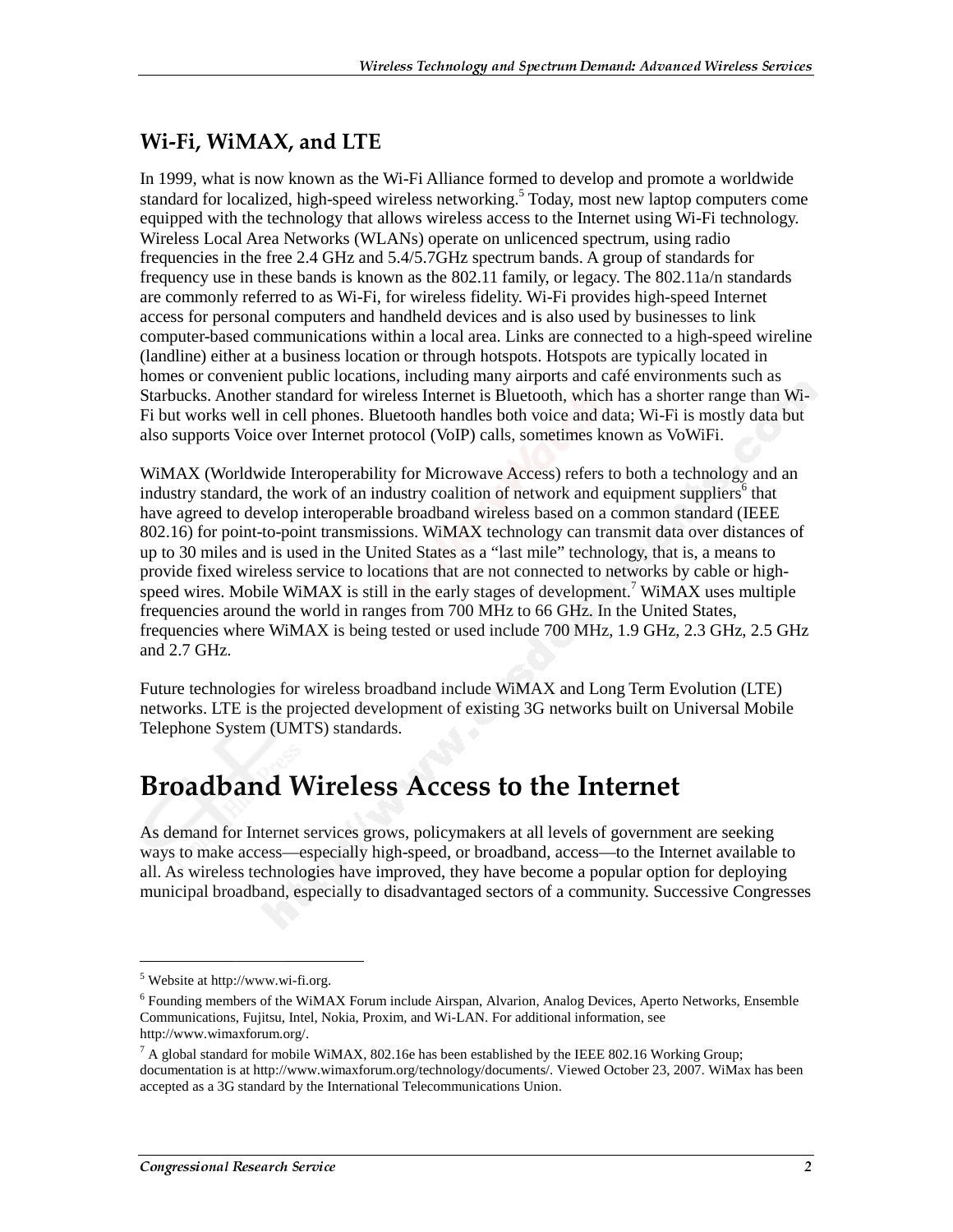### Wi-Fi, WiMAX, and LTE

In 1999, what is now known as the Wi-Fi Alliance formed to develop and promote a worldwide standard for localized, high-speed wireless networking.[5] Today, most new laptop computers come equipped with the technology that allows wireless access to the Internet using Wi-Fi technology. Wireless Local Area Networks (WLANs) operate on unlicenced spectrum, using radio frequencies in the free 2.4 GHz and 5.4/5.7GHz spectrum bands. A group of standards for frequency use in these bands is known as the 802.11 family, or legacy. The 802.11a/n standards are commonly referred to as Wi-Fi, for wireless fidelity. Wi-Fi provides high-speed Internet access for personal computers and handheld devices and is also used by businesses to link computer-based communications within a local area. Links are connected to a high-speed wireline (landline) either at a business location or through hotspots. Hotspots are typically located in homes or convenient public locations, including many airports and café environments such as Starbucks. Another standard for wireless Internet is Bluetooth, which has a shorter range than Wi-Fi but works well in cell phones. Bluetooth handles both voice and data; Wi-Fi is mostly data but also supports Voice over Internet protocol (VoIP) calls, sometimes known as VoWiFi.

WiMAX (Worldwide Interoperability for Microwave Access) refers to both a technology and an industry standard, the work of an industry coalition of network and equipment suppliers[6] that have agreed to develop interoperable broadband wireless based on a common standard (IEEE 802.16) for point-to-point transmissions. WiMAX technology can transmit data over distances of up to 30 miles and is used in the United States as a "last mile" technology, that is, a means to provide fixed wireless service to locations that are not connected to networks by cable or high-speed wires. Mobile WiMAX is still in the early stages of development.[7] WiMAX uses multiple frequencies around the world in ranges from 700 MHz to 66 GHz. In the United States, frequencies where WiMAX is being tested or used include 700 MHz, 1.9 GHz, 2.3 GHz, 2.5 GHz and 2.7 GHz.

Future technologies for wireless broadband include WiMAX and Long Term Evolution (LTE) networks. LTE is the projected development of existing 3G networks built on Universal Mobile Telephone System (UMTS) standards.

## Broadband Wireless Access to the Internet

As demand for Internet services grows, policymakers at all levels of government are seeking ways to make access—especially high-speed, or broadband, access—to the Internet available to all. As wireless technologies have improved, they have become a popular option for deploying municipal broadband, especially to disadvantaged sectors of a community. Successive Congresses

---

[5] Website at http://www.wi-fi.org.

[6] Founding members of the WiMAX Forum include Airspan, Alvarion, Analog Devices, Aperto Networks, Ensemble Communications, Fujitsu, Intel, Nokia, Proxim, and Wi-LAN. For additional information, see http://www.wimaxforum.org/.

[7] A global standard for mobile WiMAX, 802.16e has been established by the IEEE 802.16 Working Group; documentation is at http://www.wimaxforum.org/technology/documents/. Viewed October 23, 2007. WiMax has been accepted as a 3G standard by the International Telecommunications Union.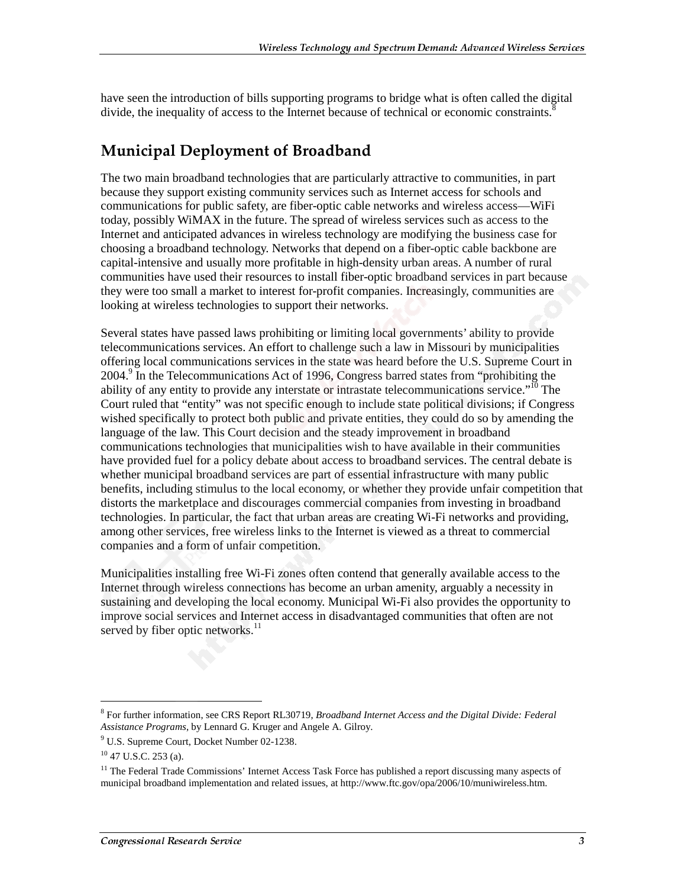have seen the introduction of bills supporting programs to bridge what is often called the digital divide, the inequality of access to the Internet because of technical or economic constraints.[8]

## Municipal Deployment of Broadband

The two main broadband technologies that are particularly attractive to communities, in part because they support existing community services such as Internet access for schools and communications for public safety, are fiber-optic cable networks and wireless access—WiFi today, possibly WiMAX in the future. The spread of wireless services such as access to the Internet and anticipated advances in wireless technology are modifying the business case for choosing a broadband technology. Networks that depend on a fiber-optic cable backbone are capital-intensive and usually more profitable in high-density urban areas. A number of rural communities have used their resources to install fiber-optic broadband services in part because they were too small a market to interest for-profit companies. Increasingly, communities are looking at wireless technologies to support their networks.

Several states have passed laws prohibiting or limiting local governments' ability to provide telecommunications services. An effort to challenge such a law in Missouri by municipalities offering local communications services in the state was heard before the U.S. Supreme Court in 2004.[9] In the Telecommunications Act of 1996, Congress barred states from "prohibiting the ability of any entity to provide any interstate or intrastate telecommunications service."[10] The Court ruled that "entity" was not specific enough to include state political divisions; if Congress wished specifically to protect both public and private entities, they could do so by amending the language of the law. This Court decision and the steady improvement in broadband communications technologies that municipalities wish to have available in their communities have provided fuel for a policy debate about access to broadband services. The central debate is whether municipal broadband services are part of essential infrastructure with many public benefits, including stimulus to the local economy, or whether they provide unfair competition that distorts the marketplace and discourages commercial companies from investing in broadband technologies. In particular, the fact that urban areas are creating Wi-Fi networks and providing, among other services, free wireless links to the Internet is viewed as a threat to commercial companies and a form of unfair competition.

Municipalities installing free Wi-Fi zones often contend that generally available access to the Internet through wireless connections has become an urban amenity, arguably a necessity in sustaining and developing the local economy. Municipal Wi-Fi also provides the opportunity to improve social services and Internet access in disadvantaged communities that often are not served by fiber optic networks.[11]

---

[8] For further information, see CRS Report RL30719, *Broadband Internet Access and the Digital Divide: Federal Assistance Programs*, by Lennard G. Kruger and Angele A. Gilroy.

[9] U.S. Supreme Court, Docket Number 02-1238.

[10] 47 U.S.C. 253 (a).

[11] The Federal Trade Commissions' Internet Access Task Force has published a report discussing many aspects of municipal broadband implementation and related issues, at http://www.ftc.gov/opa/2006/10/muniwireless.htm.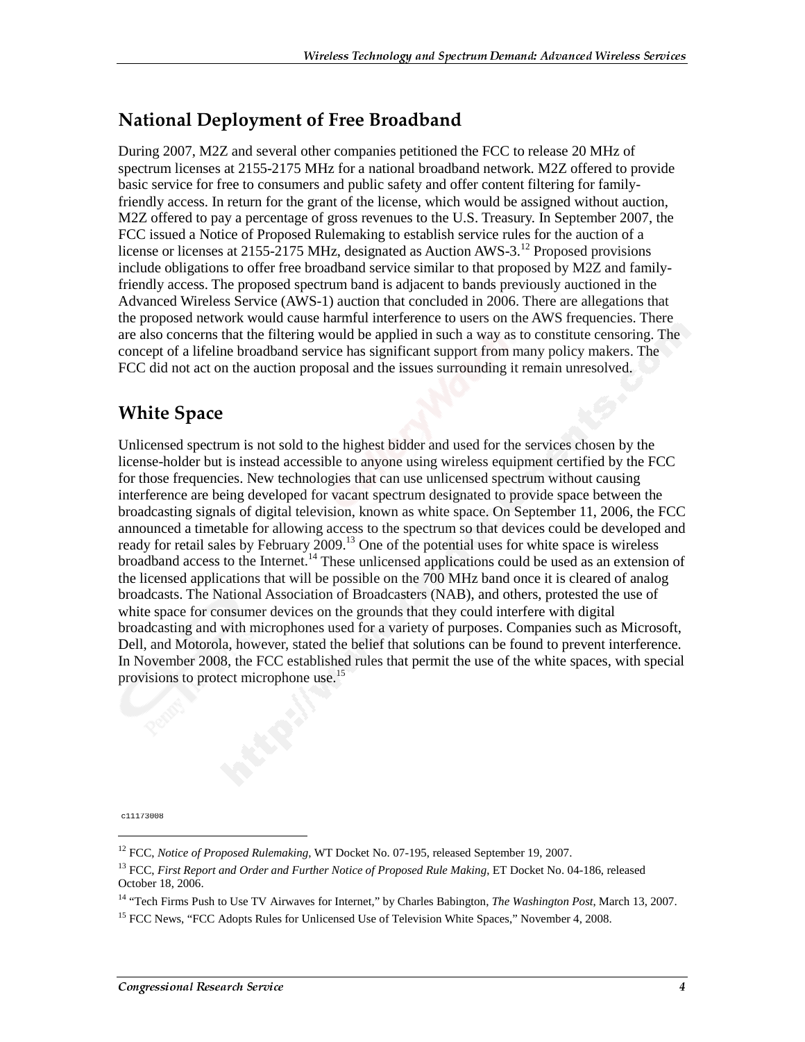## National Deployment of Free Broadband

During 2007, M2Z and several other companies petitioned the FCC to release 20 MHz of spectrum licenses at 2155-2175 MHz for a national broadband network. M2Z offered to provide basic service for free to consumers and public safety and offer content filtering for family-friendly access. In return for the grant of the license, which would be assigned without auction, M2Z offered to pay a percentage of gross revenues to the U.S. Treasury. In September 2007, the FCC issued a Notice of Proposed Rulemaking to establish service rules for the auction of a license or licenses at 2155-2175 MHz, designated as Auction AWS-3.[12] Proposed provisions include obligations to offer free broadband service similar to that proposed by M2Z and family-friendly access. The proposed spectrum band is adjacent to bands previously auctioned in the Advanced Wireless Service (AWS-1) auction that concluded in 2006. There are allegations that the proposed network would cause harmful interference to users on the AWS frequencies. There are also concerns that the filtering would be applied in such a way as to constitute censoring. The concept of a lifeline broadband service has significant support from many policy makers. The FCC did not act on the auction proposal and the issues surrounding it remain unresolved.

## White Space

Unlicensed spectrum is not sold to the highest bidder and used for the services chosen by the license-holder but is instead accessible to anyone using wireless equipment certified by the FCC for those frequencies. New technologies that can use unlicensed spectrum without causing interference are being developed for vacant spectrum designated to provide space between the broadcasting signals of digital television, known as white space. On September 11, 2006, the FCC announced a timetable for allowing access to the spectrum so that devices could be developed and ready for retail sales by February 2009.[13] One of the potential uses for white space is wireless broadband access to the Internet.[14] These unlicensed applications could be used as an extension of the licensed applications that will be possible on the 700 MHz band once it is cleared of analog broadcasts. The National Association of Broadcasters (NAB), and others, protested the use of white space for consumer devices on the grounds that they could interfere with digital broadcasting and with microphones used for a variety of purposes. Companies such as Microsoft, Dell, and Motorola, however, stated the belief that solutions can be found to prevent interference. In November 2008, the FCC established rules that permit the use of the white spaces, with special provisions to protect microphone use.[15]

---

[12] FCC, *Notice of Proposed Rulemaking*, WT Docket No. 07-195, released September 19, 2007.

[13] FCC, *First Report and Order and Further Notice of Proposed Rule Making*, ET Docket No. 04-186, released October 18, 2006.

[14] "Tech Firms Push to Use TV Airwaves for Internet," by Charles Babington, *The Washington Post*, March 13, 2007.

[15] FCC News, "FCC Adopts Rules for Unlicensed Use of Television White Spaces," November 4, 2008.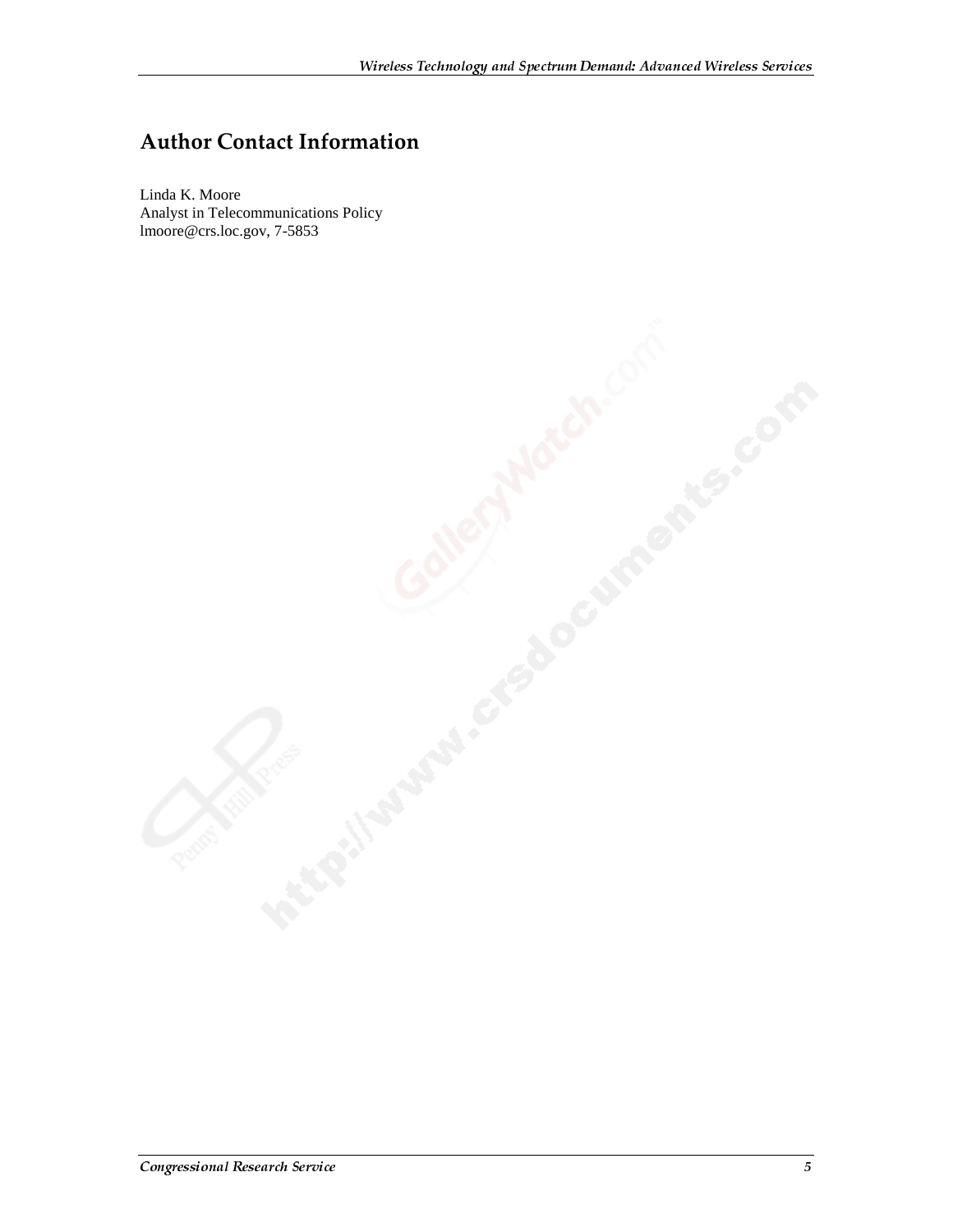## Author Contact Information

Linda K. Moore
Analyst in Telecommunications Policy
lmoore@crs.loc.gov, 7-5853